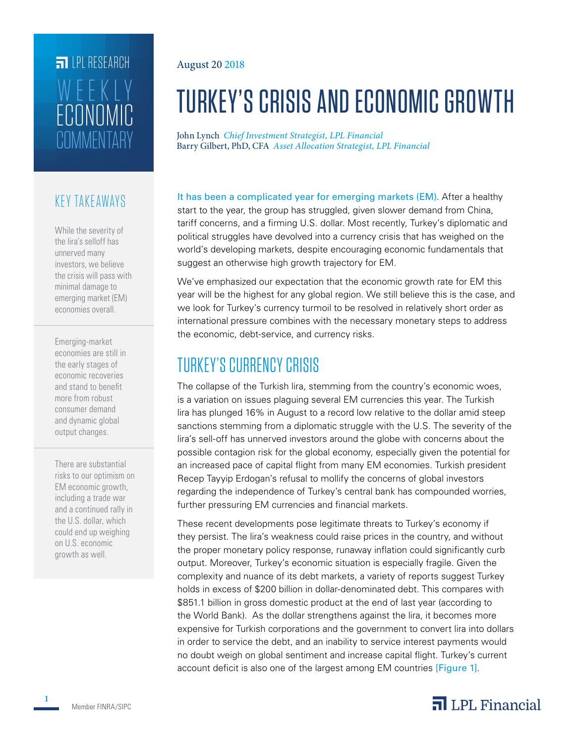LPL RESEARCH

WEEKLY ECONOMIC COMMENTARY

August 20 2018

# TURKEY'S CRISIS AND ECONOMIC GROWTH

John Lynch *Chief Investment Strategist, LPL Financial*
Barry Gilbert, PhD, CFA *Asset Allocation Strategist, LPL Financial*

## KEY TAKEAWAYS

While the severity of the lira's selloff has unnerved many investors, we believe the crisis will pass with minimal damage to emerging market (EM) economies overall.

Emerging-market economies are still in the early stages of economic recoveries and stand to benefit more from robust consumer demand and dynamic global output changes.

There are substantial risks to our optimism on EM economic growth, including a trade war and a continued rally in the U.S. dollar, which could end up weighing on U.S. economic growth as well.

It has been a complicated year for emerging markets (EM). After a healthy start to the year, the group has struggled, given slower demand from China, tariff concerns, and a firming U.S. dollar. Most recently, Turkey's diplomatic and political struggles have devolved into a currency crisis that has weighed on the world's developing markets, despite encouraging economic fundamentals that suggest an otherwise high growth trajectory for EM.

We've emphasized our expectation that the economic growth rate for EM this year will be the highest for any global region. We still believe this is the case, and we look for Turkey's currency turmoil to be resolved in relatively short order as international pressure combines with the necessary monetary steps to address the economic, debt-service, and currency risks.

## TURKEY'S CURRENCY CRISIS

The collapse of the Turkish lira, stemming from the country's economic woes, is a variation on issues plaguing several EM currencies this year. The Turkish lira has plunged 16% in August to a record low relative to the dollar amid steep sanctions stemming from a diplomatic struggle with the U.S. The severity of the lira's sell-off has unnerved investors around the globe with concerns about the possible contagion risk for the global economy, especially given the potential for an increased pace of capital flight from many EM economies. Turkish president Recep Tayyip Erdogan's refusal to mollify the concerns of global investors regarding the independence of Turkey's central bank has compounded worries, further pressuring EM currencies and financial markets.

These recent developments pose legitimate threats to Turkey's economy if they persist. The lira's weakness could raise prices in the country, and without the proper monetary policy response, runaway inflation could significantly curb output. Moreover, Turkey's economic situation is especially fragile. Given the complexity and nuance of its debt markets, a variety of reports suggest Turkey holds in excess of $200 billion in dollar-denominated debt. This compares with $851.1 billion in gross domestic product at the end of last year (according to the World Bank). As the dollar strengthens against the lira, it becomes more expensive for Turkish corporations and the government to convert lira into dollars in order to service the debt, and an inability to service interest payments would no doubt weigh on global sentiment and increase capital flight. Turkey's current account deficit is also one of the largest among EM countries [Figure 1].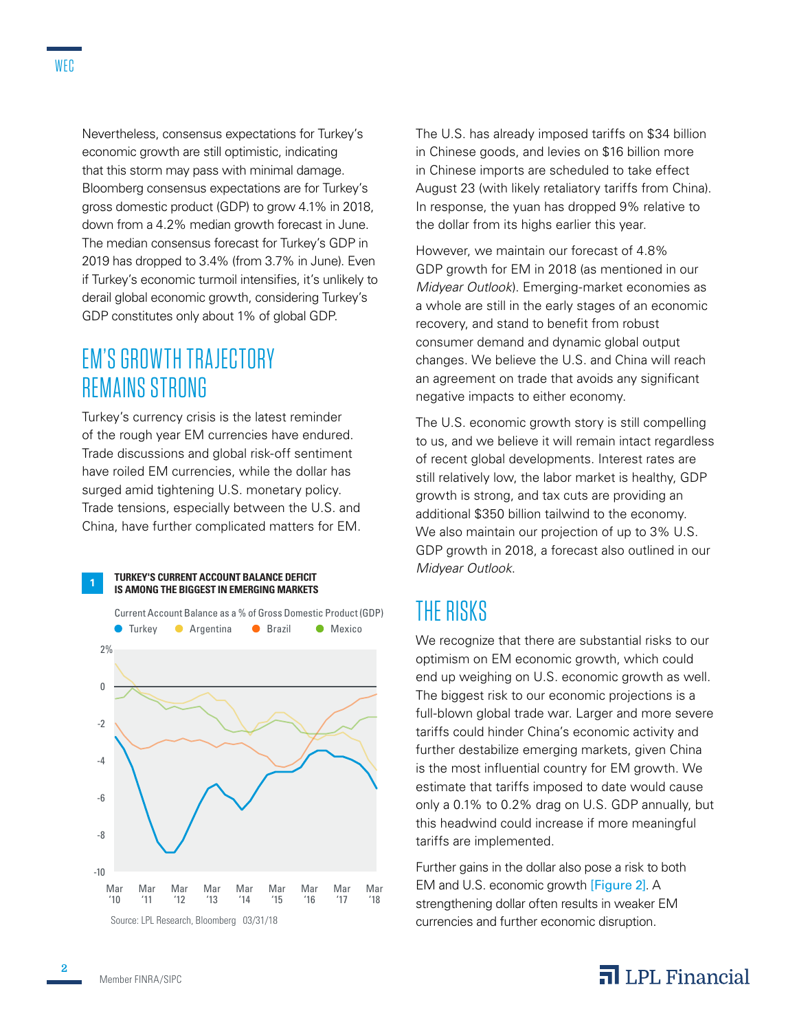Nevertheless, consensus expectations for Turkey's economic growth are still optimistic, indicating that this storm may pass with minimal damage. Bloomberg consensus expectations are for Turkey's gross domestic product (GDP) to grow 4.1% in 2018, down from a 4.2% median growth forecast in June. The median consensus forecast for Turkey's GDP in 2019 has dropped to 3.4% (from 3.7% in June). Even if Turkey's economic turmoil intensifies, it's unlikely to derail global economic growth, considering Turkey's GDP constitutes only about 1% of global GDP.

## EM'S GROWTH TRAJECTORY REMAINS STRONG

Turkey's currency crisis is the latest reminder of the rough year EM currencies have endured. Trade discussions and global risk-off sentiment have roiled EM currencies, while the dollar has surged amid tightening U.S. monetary policy. Trade tensions, especially between the U.S. and China, have further complicated matters for EM.

**1 TURKEY'S CURRENT ACCOUNT BALANCE DEFICIT IS AMONG THE BIGGEST IN EMERGING MARKETS**

Current Account Balance as a % of Gross Domestic Product (GDP)

Turkey, Argentina, Brazil, Mexico

Source: LPL Research, Bloomberg 03/31/18

The U.S. has already imposed tariffs on $34 billion in Chinese goods, and levies on $16 billion more in Chinese imports are scheduled to take effect August 23 (with likely retaliatory tariffs from China). In response, the yuan has dropped 9% relative to the dollar from its highs earlier this year.

However, we maintain our forecast of 4.8% GDP growth for EM in 2018 (as mentioned in our *Midyear Outlook*). Emerging-market economies as a whole are still in the early stages of an economic recovery, and stand to benefit from robust consumer demand and dynamic global output changes. We believe the U.S. and China will reach an agreement on trade that avoids any significant negative impacts to either economy.

The U.S. economic growth story is still compelling to us, and we believe it will remain intact regardless of recent global developments. Interest rates are still relatively low, the labor market is healthy, GDP growth is strong, and tax cuts are providing an additional $350 billion tailwind to the economy. We also maintain our projection of up to 3% U.S. GDP growth in 2018, a forecast also outlined in our *Midyear Outlook*.

## THE RISKS

We recognize that there are substantial risks to our optimism on EM economic growth, which could end up weighing on U.S. economic growth as well. The biggest risk to our economic projections is a full-blown global trade war. Larger and more severe tariffs could hinder China's economic activity and further destabilize emerging markets, given China is the most influential country for EM growth. We estimate that tariffs imposed to date would cause only a 0.1% to 0.2% drag on U.S. GDP annually, but this headwind could increase if more meaningful tariffs are implemented.

Further gains in the dollar also pose a risk to both EM and U.S. economic growth [Figure 2]. A strengthening dollar often results in weaker EM currencies and further economic disruption.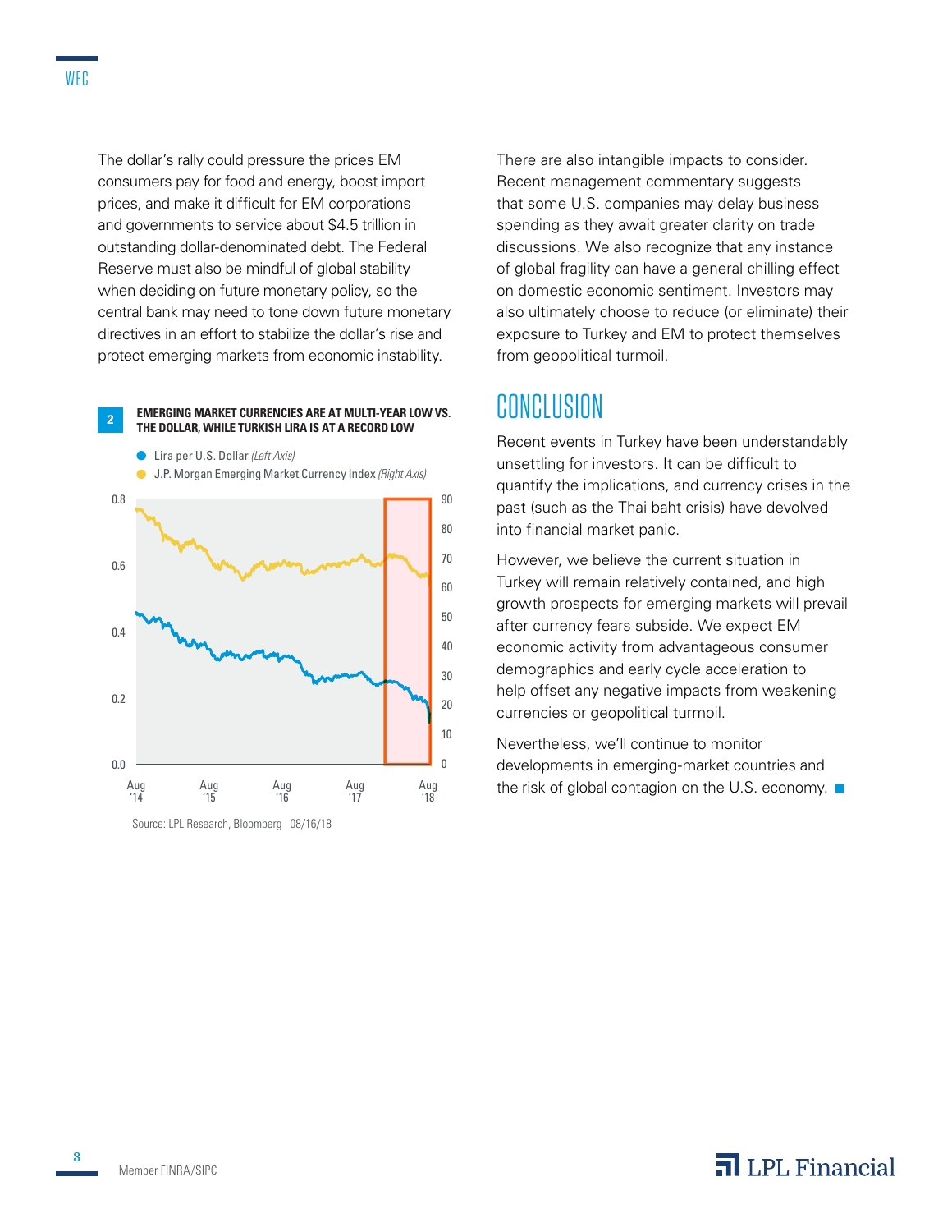The dollar's rally could pressure the prices EM consumers pay for food and energy, boost import prices, and make it difficult for EM corporations and governments to service about $4.5 trillion in outstanding dollar-denominated debt. The Federal Reserve must also be mindful of global stability when deciding on future monetary policy, so the central bank may need to tone down future monetary directives in an effort to stabilize the dollar's rise and protect emerging markets from economic instability.

**2 EMERGING MARKET CURRENCIES ARE AT MULTI-YEAR LOW VS. THE DOLLAR, WHILE TURKISH LIRA IS AT A RECORD LOW**

- Lira per U.S. Dollar *(Left Axis)*
- J.P. Morgan Emerging Market Currency Index *(Right Axis)*

Source: LPL Research, Bloomberg 08/16/18

There are also intangible impacts to consider. Recent management commentary suggests that some U.S. companies may delay business spending as they await greater clarity on trade discussions. We also recognize that any instance of global fragility can have a general chilling effect on domestic economic sentiment. Investors may also ultimately choose to reduce (or eliminate) their exposure to Turkey and EM to protect themselves from geopolitical turmoil.

## CONCLUSION

Recent events in Turkey have been understandably unsettling for investors. It can be difficult to quantify the implications, and currency crises in the past (such as the Thai baht crisis) have devolved into financial market panic.

However, we believe the current situation in Turkey will remain relatively contained, and high growth prospects for emerging markets will prevail after currency fears subside. We expect EM economic activity from advantageous consumer demographics and early cycle acceleration to help offset any negative impacts from weakening currencies or geopolitical turmoil.

Nevertheless, we'll continue to monitor developments in emerging-market countries and the risk of global contagion on the U.S. economy.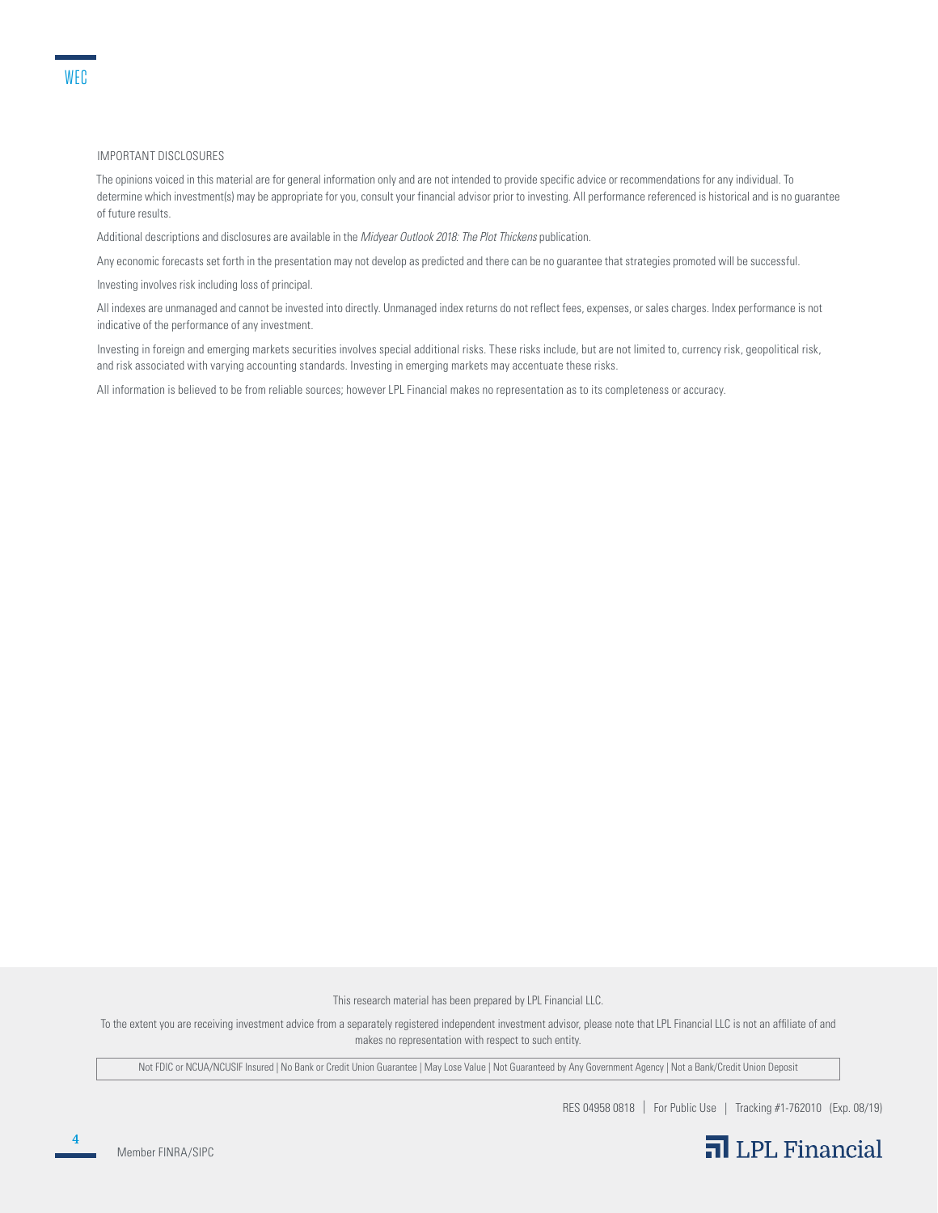IMPORTANT DISCLOSURES

The opinions voiced in this material are for general information only and are not intended to provide specific advice or recommendations for any individual. To determine which investment(s) may be appropriate for you, consult your financial advisor prior to investing. All performance referenced is historical and is no guarantee of future results.

Additional descriptions and disclosures are available in the *Midyear Outlook 2018: The Plot Thickens* publication.

Any economic forecasts set forth in the presentation may not develop as predicted and there can be no guarantee that strategies promoted will be successful.

Investing involves risk including loss of principal.

All indexes are unmanaged and cannot be invested into directly. Unmanaged index returns do not reflect fees, expenses, or sales charges. Index performance is not indicative of the performance of any investment.

Investing in foreign and emerging markets securities involves special additional risks. These risks include, but are not limited to, currency risk, geopolitical risk, and risk associated with varying accounting standards. Investing in emerging markets may accentuate these risks.

All information is believed to be from reliable sources; however LPL Financial makes no representation as to its completeness or accuracy.

This research material has been prepared by LPL Financial LLC.

To the extent you are receiving investment advice from a separately registered independent investment advisor, please note that LPL Financial LLC is not an affiliate of and makes no representation with respect to such entity.

Not FDIC or NCUA/NCUSIF Insured | No Bank or Credit Union Guarantee | May Lose Value | Not Guaranteed by Any Government Agency | Not a Bank/Credit Union Deposit

RES 04958 0818 | For Public Use | Tracking #1-762010 (Exp. 08/19)

Member FINRA/SIPC

LPL Financial